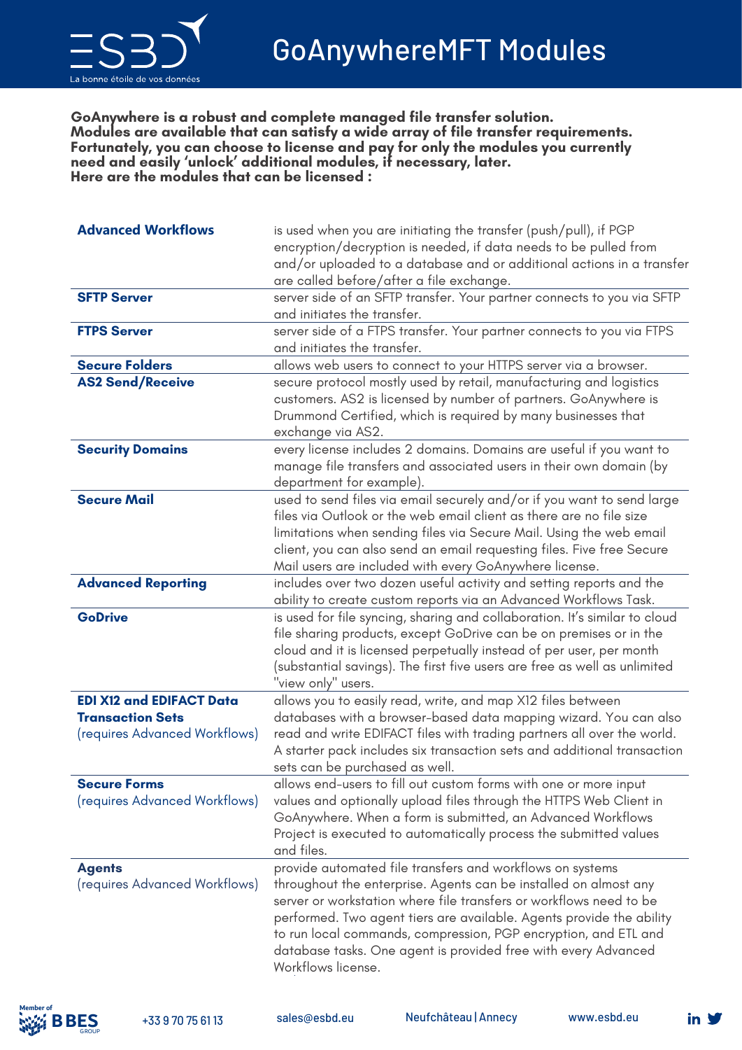# GoAnywhereMFT Modules

**GoAnywhere is a robust and complete managed file transfer solution. Modules are available that can satisfy a wide array of file transfer requirements. Fortunately, you can choose to license and pay for only the modules you currently need and easily 'unlock' additional modules, if necessary, later. Here are the modules that can be licensed :**

| Module | Description |
|---|---|
| **Advanced Workflows** | is used when you are initiating the transfer (push/pull), if PGP encryption/decryption is needed, if data needs to be pulled from and/or uploaded to a database and or additional actions in a transfer are called before/after a file exchange. |
| **SFTP Server** | server side of an SFTP transfer. Your partner connects to you via SFTP and initiates the transfer. |
| **FTPS Server** | server side of a FTPS transfer. Your partner connects to you via FTPS and initiates the transfer. |
| **Secure Folders** | allows web users to connect to your HTTPS server via a browser. |
| **AS2 Send/Receive** | secure protocol mostly used by retail, manufacturing and logistics customers. AS2 is licensed by number of partners. GoAnywhere is Drummond Certified, which is required by many businesses that exchange via AS2. |
| **Security Domains** | every license includes 2 domains. Domains are useful if you want to manage file transfers and associated users in their own domain (by department for example). |
| **Secure Mail** | used to send files via email securely and/or if you want to send large files via Outlook or the web email client as there are no file size limitations when sending files via Secure Mail. Using the web email client, you can also send an email requesting files. Five free Secure Mail users are included with every GoAnywhere license. |
| **Advanced Reporting** | includes over two dozen useful activity and setting reports and the ability to create custom reports via an Advanced Workflows Task. |
| **GoDrive** | is used for file syncing, sharing and collaboration. It's similar to cloud file sharing products, except GoDrive can be on premises or in the cloud and it is licensed perpetually instead of per user, per month (substantial savings). The first five users are free as well as unlimited "view only" users. |
| **EDI X12 and EDIFACT Data Transaction Sets** (requires Advanced Workflows) | allows you to easily read, write, and map X12 files between databases with a browser-based data mapping wizard. You can also read and write EDIFACT files with trading partners all over the world. A starter pack includes six transaction sets and additional transaction sets can be purchased as well. |
| **Secure Forms** (requires Advanced Workflows) | allows end-users to fill out custom forms with one or more input values and optionally upload files through the HTTPS Web Client in GoAnywhere. When a form is submitted, an Advanced Workflows Project is executed to automatically process the submitted values and files. |
| **Agents** (requires Advanced Workflows) | provide automated file transfers and workflows on systems throughout the enterprise. Agents can be installed on almost any server or workstation where file transfers or workflows need to be performed. Two agent tiers are available. Agents provide the ability to run local commands, compression, PGP encryption, and ETL and database tasks. One agent is provided free with every Advanced Workflows license. |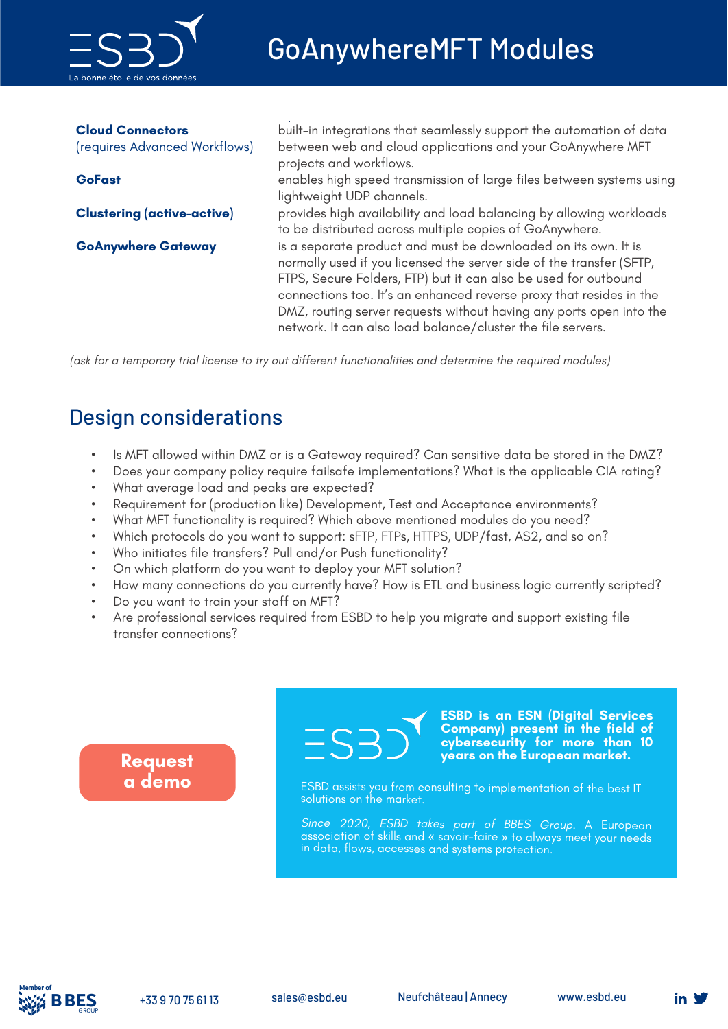# GoAnywhereMFT Modules

| | |
|---|---|
| **Cloud Connectors** (requires Advanced Workflows) | built-in integrations that seamlessly support the automation of data between web and cloud applications and your GoAnywhere MFT projects and workflows. |
| **GoFast** | enables high speed transmission of large files between systems using lightweight UDP channels. |
| **Clustering (active-active)** | provides high availability and load balancing by allowing workloads to be distributed across multiple copies of GoAnywhere. |
| **GoAnywhere Gateway** | is a separate product and must be downloaded on its own. It is normally used if you licensed the server side of the transfer (SFTP, FTPS, Secure Folders, FTP) but it can also be used for outbound connections too. It's an enhanced reverse proxy that resides in the DMZ, routing server requests without having any ports open into the network. It can also load balance/cluster the file servers. |

*(ask for a temporary trial license to try out different functionalities and determine the required modules)*

## Design considerations

- Is MFT allowed within DMZ or is a Gateway required? Can sensitive data be stored in the DMZ?
- Does your company policy require failsafe implementations? What is the applicable CIA rating?
- What average load and peaks are expected?
- Requirement for (production like) Development, Test and Acceptance environments?
- What MFT functionality is required? Which above mentioned modules do you need?
- Which protocols do you want to support: sFTP, FTPs, HTTPS, UDP/fast, AS2, and so on?
- Who initiates file transfers? Pull and/or Push functionality?
- On which platform do you want to deploy your MFT solution?
- How many connections do you currently have? How is ETL and business logic currently scripted?
- Do you want to train your staff on MFT?
- Are professional services required from ESBD to help you migrate and support existing file transfer connections?

**Request a demo**

**ESBD is an ESN (Digital Services Company) present in the field of cybersecurity for more than 10 years on the European market.**

ESBD assists you from consulting to implementation of the best IT solutions on the market.

*Since 2020, ESBD takes part of BBES Group.* A European association of skills and « savoir-faire » to always meet your needs in data, flows, accesses and systems protection.

+33 9 70 75 61 13 | sales@esbd.eu | Neufchâteau | Annecy | www.esbd.eu